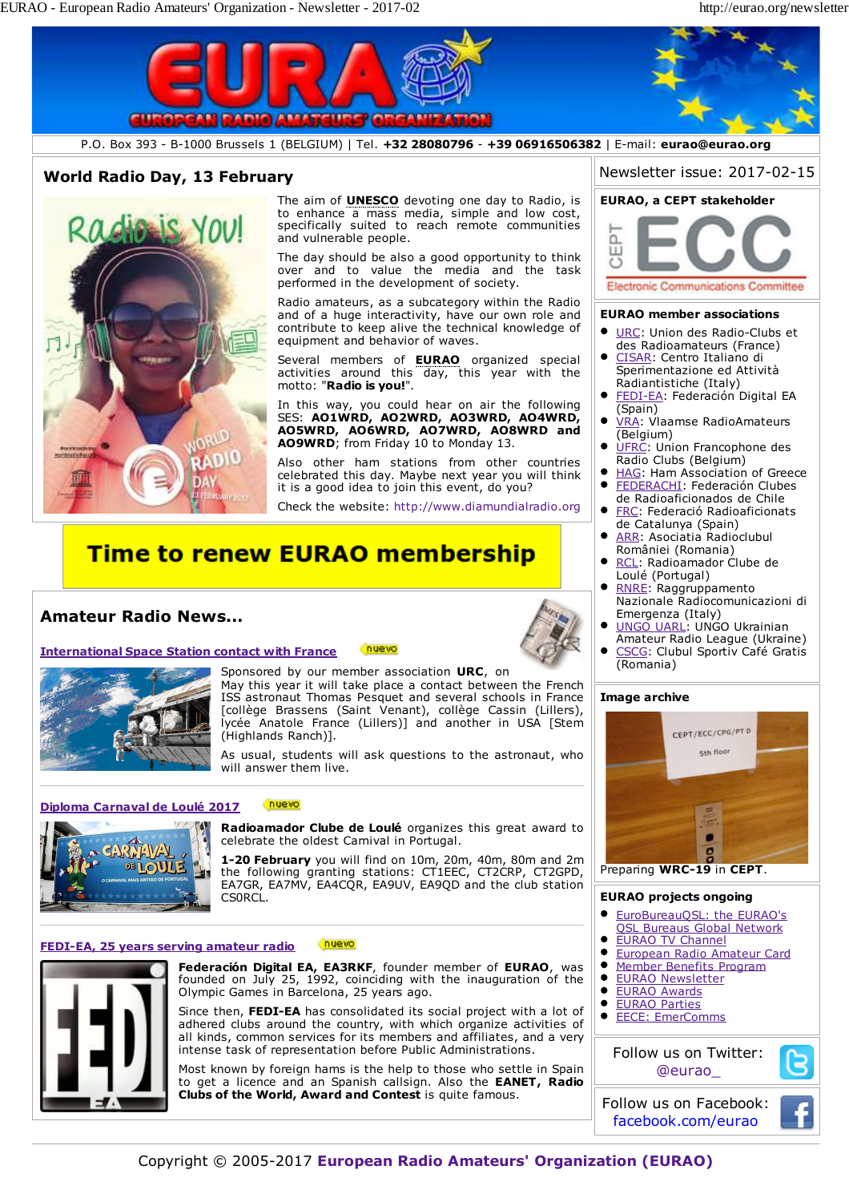P.O. Box 393 - B-1000 Brussels 1 (BELGIUM) | Tel. **+32 28080796** - **+39 06916506382** | E-mail: **eurao@eurao.org**

## World Radio Day, 13 February

The aim of **UNESCO** devoting one day to Radio, is to enhance a mass media, simple and low cost, specifically suited to reach remote communities and vulnerable people.

The day should be also a good opportunity to think over and to value the media and the task performed in the development of society.

Radio amateurs, as a subcategory within the Radio and of a huge interactivity, have our own role and contribute to keep alive the technical knowledge of equipment and behavior of waves.

Several members of **EURAO** organized special activities around this day, this year with the motto: "**Radio is you!**".

In this way, you could hear on air the following SES: **AO1WRD, AO2WRD, AO3WRD, AO4WRD, AO5WRD, AO6WRD, AO7WRD, AO8WRD and AO9WRD**; from Friday 10 to Monday 13.

Also other ham stations from other countries celebrated this day. Maybe next year you will think it is a good idea to join this event, do you?

Check the website: http://www.diamundialradio.org

## Time to renew EURAO membership

## Amateur Radio News...

### International Space Station contact with France

nuevo

Sponsored by our member association **URC**, on May this year it will take place a contact between the French ISS astronaut Thomas Pesquet and several schools in France [collège Brassens (Saint Venant), collège Cassin (Lillers), lycée Anatole France (Lillers)] and another in USA [Stem (Highlands Ranch)].

As usual, students will ask questions to the astronaut, who will answer them live.

### Diploma Carnaval de Loulé 2017

nuevo

**Radioamador Clube de Loulé** organizes this great award to celebrate the oldest Carnival in Portugal.

**1-20 February** you will find on 10m, 20m, 40m, 80m and 2m the following granting stations: CT1EEC, CT2CRP, CT2GPD, EA7GR, EA7MV, EA4CQR, EA9UV, EA9QD and the club station CS0RCL.

### FEDI-EA, 25 years serving amateur radio

nuevo

**Federación Digital EA, EA3RKF**, founder member of **EURAO**, was founded on July 25, 1992, coinciding with the inauguration of the Olympic Games in Barcelona, 25 years ago.

Since then, **FEDI-EA** has consolidated its social project with a lot of adhered clubs around the country, with which organize activities of all kinds, common services for its members and affiliates, and a very intense task of representation before Public Administrations.

Most known by foreign hams is the help to those who settle in Spain to get a licence and an Spanish callsign. Also the **EANET, Radio Clubs of the World, Award and Contest** is quite famous.

---

Newsletter issue: 2017-02-15

### EURAO, a CEPT stakeholder

CEPT ECC Electronic Communications Committee

### EURAO member associations

- URC: Union des Radio-Clubs et des Radioamateurs (France)
- CISAR: Centro Italiano di Sperimentazione ed Attività Radiantistiche (Italy)
- FEDI-EA: Federación Digital EA (Spain)
- VRA: Vlaamse RadioAmateurs (Belgium)
- UFRC: Union Francophone des Radio Clubs (Belgium)
- HAG: Ham Association of Greece
- FEDERACHI: Federación Clubes de Radioaficionados de Chile
- FRC: Federació Radioaficionats de Catalunya (Spain)
- ARR: Asociatia Radioclubul României (Romania)
- RCL: Radioamador Clube de Loulé (Portugal)
- RNRE: Raggruppamento Nazionale Radiocomunicazioni di Emergenza (Italy)
- UNGO UARL: UNGO Ukrainian Amateur Radio League (Ukraine)
- CSCG: Clubul Sportiv Café Gratis (Romania)

### Image archive

Preparing **WRC-19** in **CEPT**.

### EURAO projects ongoing

- EuroBureauQSL: the EURAO's QSL Bureaus Global Network
- EURAO TV Channel
- European Radio Amateur Card
- Member Benefits Program
- EURAO Newsletter
- EURAO Awards
- EURAO Parties
- EECE: EmerComms

Follow us on Twitter: @eurao_

Follow us on Facebook: facebook.com/eurao

Copyright © 2005-2017 **European Radio Amateurs' Organization (EURAO)**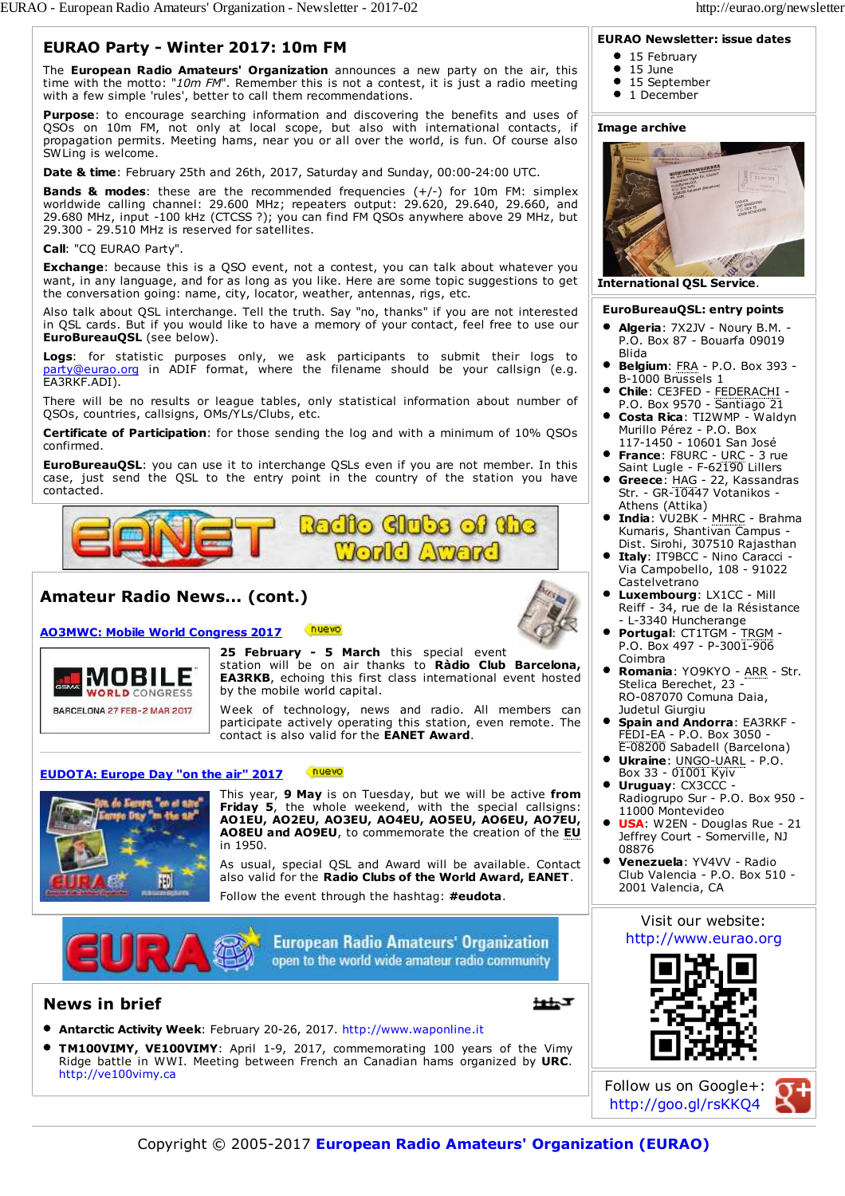## EURAO Party - Winter 2017: 10m FM

The **European Radio Amateurs' Organization** announces a new party on the air, this time with the motto: "*10m FM*". Remember this is not a contest, it is just a radio meeting with a few simple 'rules', better to call them recommendations.

**Purpose**: to encourage searching information and discovering the benefits and uses of QSOs on 10m FM, not only at local scope, but also with international contacts, if propagation permits. Meeting hams, near you or all over the world, is fun. Of course also SWLing is welcome.

**Date & time**: February 25th and 26th, 2017, Saturday and Sunday, 00:00-24:00 UTC.

**Bands & modes**: these are the recommended frequencies (+/-) for 10m FM: simplex worldwide calling channel: 29.600 MHz; repeaters output: 29.620, 29.640, 29.660, and 29.680 MHz, input -100 kHz (CTCSS ?); you can find FM QSOs anywhere above 29 MHz, but 29.300 - 29.510 MHz is reserved for satellites.

**Call**: "CQ EURAO Party".

**Exchange**: because this is a QSO event, not a contest, you can talk about whatever you want, in any language, and for as long as you like. Here are some topic suggestions to get the conversation going: name, city, locator, weather, antennas, rigs, etc.

Also talk about QSL interchange. Tell the truth. Say "no, thanks" if you are not interested in QSL cards. But if you would like to have a memory of your contact, feel free to use our **EuroBureauQSL** (see below).

**Logs**: for statistic purposes only, we ask participants to submit their logs to party@eurao.org in ADIF format, where the filename should be your callsign (e.g. EA3RKF.ADI).

There will be no results or league tables, only statistical information about number of QSOs, countries, callsigns, OMs/YLs/Clubs, etc.

**Certificate of Participation**: for those sending the log and with a minimum of 10% QSOs confirmed.

**EuroBureauQSL**: you can use it to interchange QSLs even if you are not member. In this case, just send the QSL to the entry point in the country of the station you have contacted.

EANET Radio Clubs of the World Award

## Amateur Radio News... (cont.)

### AO3MWC: Mobile World Congress 2017

nuevo

MOBILE WORLD CONGRESS BARCELONA 27 FEB-2 MAR 2017

**25 February - 5 March** this special event station will be on air thanks to **Ràdio Club Barcelona, EA3RKB**, echoing this first class international event hosted by the mobile world capital.

Week of technology, news and radio. All members can participate actively operating this station, even remote. The contact is also valid for the **EANET Award**.

### EUDOTA: Europe Day "on the air" 2017

nuevo

This year, **9 May** is on Tuesday, but we will be active **from Friday 5**, the whole weekend, with the special callsigns: **AO1EU, AO2EU, AO3EU, AO4EU, AO5EU, AO6EU, AO7EU, AO8EU and AO9EU**, to commemorate the creation of the **EU** in 1950.

As usual, special QSL and Award will be available. Contact also valid for the **Radio Clubs of the World Award, EANET**.

Follow the event through the hashtag: **#eudota**.

EURAO European Radio Amateurs' Organization open to the world wide amateur radio community

## News in brief

- **Antarctic Activity Week**: February 20-26, 2017. http://www.waponline.it
- **TM100VIMY, VE100VIMY**: April 1-9, 2017, commemorating 100 years of the Vimy Ridge battle in WWI. Meeting between French an Canadian hams organized by **URC**. http://ve100vimy.ca

### EURAO Newsletter: issue dates

- 15 February
- 15 June
- 15 September
- 1 December

### Image archive

International QSL Service.

### EuroBureauQSL: entry points

- **Algeria**: 7X2JV - Noury B.M. - P.O. Box 87 - Bouarfa 09019 Blida
- **Belgium**: FRA - P.O. Box 393 - B-1000 Brussels 1
- **Chile**: CE3FED - FEDERACHI - P.O. Box 9570 - Santiago 21
- **Costa Rica**: TI2WMP - Waldyn Murillo Pérez - P.O. Box 117-1450 - 10601 San José
- **France**: F8URC - URC - 3 rue Saint Lugle - F-62190 Lillers
- **Greece**: HAG - 22, Kassandras Str. - GR-10447 Votanikos - Athens (Attika)
- **India**: VU2BK - MHRC - Brahma Kumaris, Shantivan Campus - Dist. Sirohi, 307510 Rajasthan
- **Italy**: IT9BCC - Nino Caracci - Via Campobello, 108 - 91022 Castelvetrano
- **Luxembourg**: LX1CC - Mill Reiff - 34, rue de la Résistance - L-3340 Huncherange
- **Portugal**: CT1TGM - TRGM - P.O. Box 497 - P-3001-906 Coimbra
- **Romania**: YO9KYO - ARR - Str. Stelica Berechet, 23 - RO-087070 Comuna Daia, Judetul Giurgiu
- **Spain and Andorra**: EA3RKF - FEDI-EA - P.O. Box 3050 - E-08200 Sabadell (Barcelona)
- **Ukraine**: UNGO-UARL - P.O. Box 33 - 01001 Kyiv
- **Uruguay**: CX3CCC - Radiogrupo Sur - P.O. Box 950 - 11000 Montevideo
- **USA**: W2EN - Douglas Rue - 21 Jeffrey Court - Somerville, NJ 08876
- **Venezuela**: YV4VV - Radio Club Valencia - P.O. Box 510 - 2001 Valencia, CA

Visit our website: http://www.eurao.org

Follow us on Google+: http://goo.gl/rsKKQ4

Copyright © 2005-2017 **European Radio Amateurs' Organization (EURAO)**